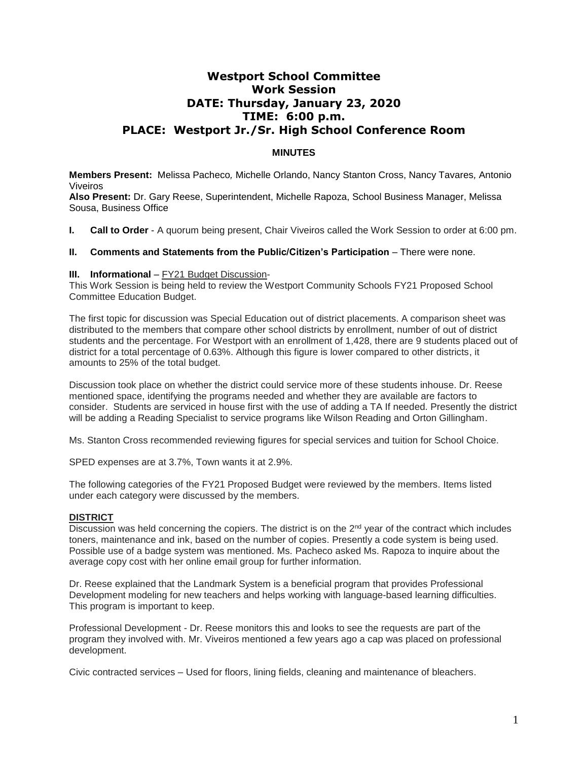# Westport School Committee
## Work Session
## DATE: Thursday, January 23, 2020
## TIME: 6:00 p.m.
## PLACE: Westport Jr./Sr. High School Conference Room

**MINUTES**

**Members Present:** Melissa Pacheco, Michelle Orlando, Nancy Stanton Cross, Nancy Tavares, Antonio Viveiros
**Also Present:** Dr. Gary Reese, Superintendent, Michelle Rapoza, School Business Manager, Melissa Sousa, Business Office

**I. Call to Order** - A quorum being present, Chair Viveiros called the Work Session to order at 6:00 pm.

**II. Comments and Statements from the Public/Citizen's Participation** – There were none.

**III. Informational** – FY21 Budget Discussion-
This Work Session is being held to review the Westport Community Schools FY21 Proposed School Committee Education Budget.

The first topic for discussion was Special Education out of district placements. A comparison sheet was distributed to the members that compare other school districts by enrollment, number of out of district students and the percentage. For Westport with an enrollment of 1,428, there are 9 students placed out of district for a total percentage of 0.63%. Although this figure is lower compared to other districts, it amounts to 25% of the total budget.

Discussion took place on whether the district could service more of these students inhouse. Dr. Reese mentioned space, identifying the programs needed and whether they are available are factors to consider. Students are serviced in house first with the use of adding a TA If needed. Presently the district will be adding a Reading Specialist to service programs like Wilson Reading and Orton Gillingham.

Ms. Stanton Cross recommended reviewing figures for special services and tuition for School Choice.

SPED expenses are at 3.7%, Town wants it at 2.9%.

The following categories of the FY21 Proposed Budget were reviewed by the members. Items listed under each category were discussed by the members.

**DISTRICT**

Discussion was held concerning the copiers. The district is on the 2nd year of the contract which includes toners, maintenance and ink, based on the number of copies. Presently a code system is being used. Possible use of a badge system was mentioned. Ms. Pacheco asked Ms. Rapoza to inquire about the average copy cost with her online email group for further information.

Dr. Reese explained that the Landmark System is a beneficial program that provides Professional Development modeling for new teachers and helps working with language-based learning difficulties. This program is important to keep.

Professional Development - Dr. Reese monitors this and looks to see the requests are part of the program they involved with. Mr. Viveiros mentioned a few years ago a cap was placed on professional development.

Civic contracted services – Used for floors, lining fields, cleaning and maintenance of bleachers.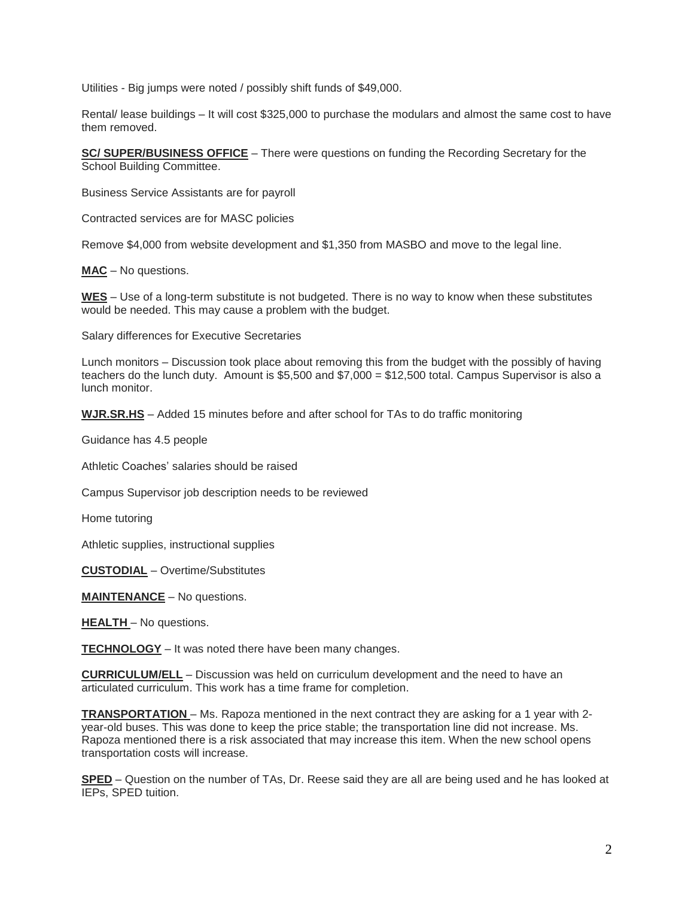Utilities - Big jumps were noted / possibly shift funds of $49,000.

Rental/ lease buildings – It will cost $325,000 to purchase the modulars and almost the same cost to have them removed.

**SC/ SUPER/BUSINESS OFFICE** – There were questions on funding the Recording Secretary for the School Building Committee.

Business Service Assistants are for payroll

Contracted services are for MASC policies

Remove $4,000 from website development and $1,350 from MASBO and move to the legal line.

**MAC** – No questions.

**WES** – Use of a long-term substitute is not budgeted. There is no way to know when these substitutes would be needed. This may cause a problem with the budget.

Salary differences for Executive Secretaries

Lunch monitors – Discussion took place about removing this from the budget with the possibly of having teachers do the lunch duty. Amount is $5,500 and $7,000 = $12,500 total. Campus Supervisor is also a lunch monitor.

**WJR.SR.HS** – Added 15 minutes before and after school for TAs to do traffic monitoring

Guidance has 4.5 people

Athletic Coaches' salaries should be raised

Campus Supervisor job description needs to be reviewed

Home tutoring

Athletic supplies, instructional supplies

**CUSTODIAL** – Overtime/Substitutes

**MAINTENANCE** – No questions.

**HEALTH** – No questions.

**TECHNOLOGY** – It was noted there have been many changes.

**CURRICULUM/ELL** – Discussion was held on curriculum development and the need to have an articulated curriculum. This work has a time frame for completion.

**TRANSPORTATION** – Ms. Rapoza mentioned in the next contract they are asking for a 1 year with 2-year-old buses. This was done to keep the price stable; the transportation line did not increase. Ms. Rapoza mentioned there is a risk associated that may increase this item. When the new school opens transportation costs will increase.

**SPED** – Question on the number of TAs, Dr. Reese said they are all are being used and he has looked at IEPs, SPED tuition.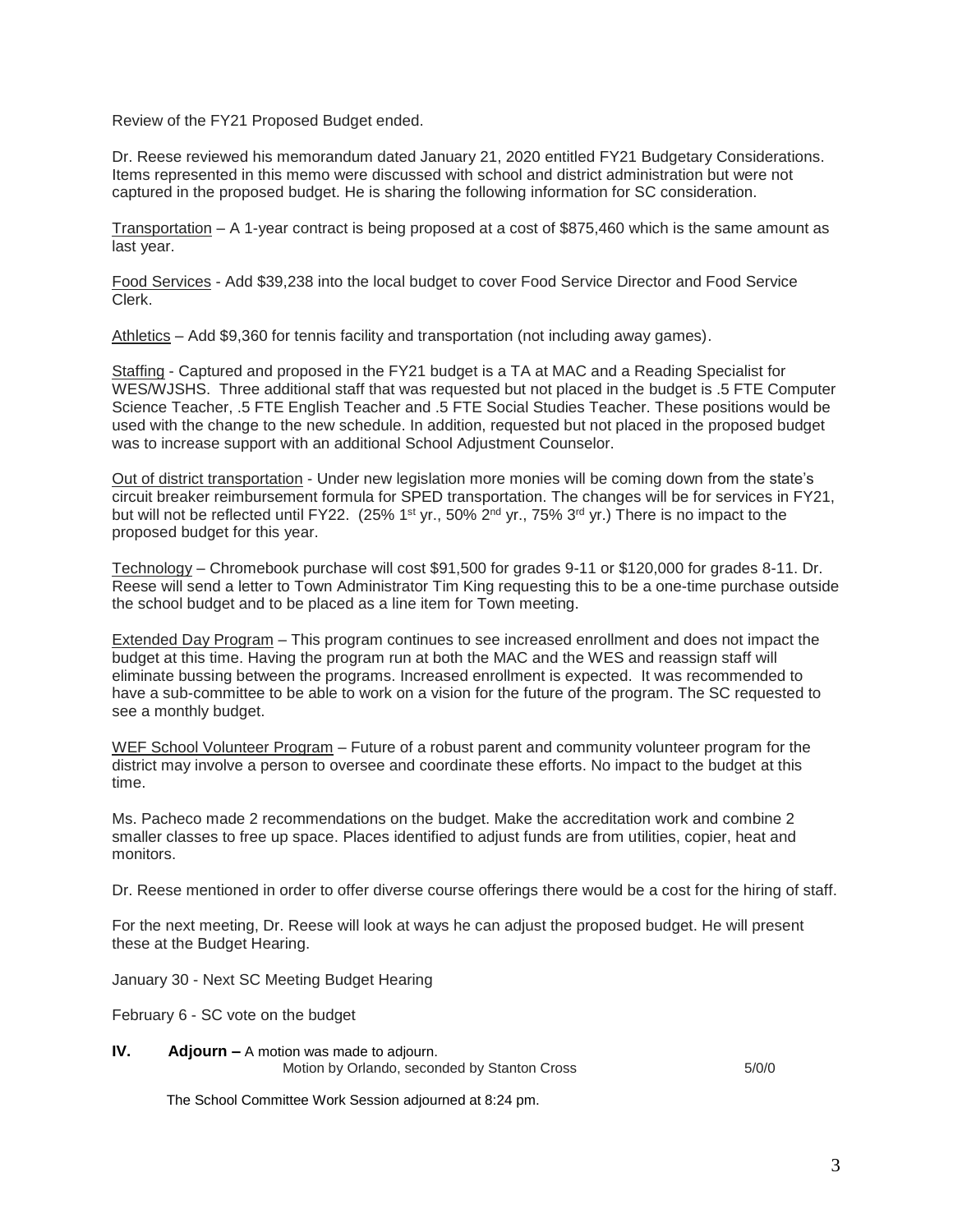Review of the FY21 Proposed Budget ended.

Dr. Reese reviewed his memorandum dated January 21, 2020 entitled FY21 Budgetary Considerations. Items represented in this memo were discussed with school and district administration but were not captured in the proposed budget. He is sharing the following information for SC consideration.

Transportation – A 1-year contract is being proposed at a cost of $875,460 which is the same amount as last year.

Food Services - Add $39,238 into the local budget to cover Food Service Director and Food Service Clerk.

Athletics – Add $9,360 for tennis facility and transportation (not including away games).

Staffing - Captured and proposed in the FY21 budget is a TA at MAC and a Reading Specialist for WES/WJSHS. Three additional staff that was requested but not placed in the budget is .5 FTE Computer Science Teacher, .5 FTE English Teacher and .5 FTE Social Studies Teacher. These positions would be used with the change to the new schedule. In addition, requested but not placed in the proposed budget was to increase support with an additional School Adjustment Counselor.

Out of district transportation - Under new legislation more monies will be coming down from the state's circuit breaker reimbursement formula for SPED transportation. The changes will be for services in FY21, but will not be reflected until FY22. (25% 1st yr., 50% 2nd yr., 75% 3rd yr.) There is no impact to the proposed budget for this year.

Technology – Chromebook purchase will cost $91,500 for grades 9-11 or $120,000 for grades 8-11. Dr. Reese will send a letter to Town Administrator Tim King requesting this to be a one-time purchase outside the school budget and to be placed as a line item for Town meeting.

Extended Day Program – This program continues to see increased enrollment and does not impact the budget at this time. Having the program run at both the MAC and the WES and reassign staff will eliminate bussing between the programs. Increased enrollment is expected. It was recommended to have a sub-committee to be able to work on a vision for the future of the program. The SC requested to see a monthly budget.

WEF School Volunteer Program – Future of a robust parent and community volunteer program for the district may involve a person to oversee and coordinate these efforts. No impact to the budget at this time.

Ms. Pacheco made 2 recommendations on the budget. Make the accreditation work and combine 2 smaller classes to free up space. Places identified to adjust funds are from utilities, copier, heat and monitors.

Dr. Reese mentioned in order to offer diverse course offerings there would be a cost for the hiring of staff.

For the next meeting, Dr. Reese will look at ways he can adjust the proposed budget. He will present these at the Budget Hearing.

January 30 - Next SC Meeting Budget Hearing

February 6 - SC vote on the budget

**IV. Adjourn –** A motion was made to adjourn.

Motion by Orlando, seconded by Stanton Cross 5/0/0

The School Committee Work Session adjourned at 8:24 pm.